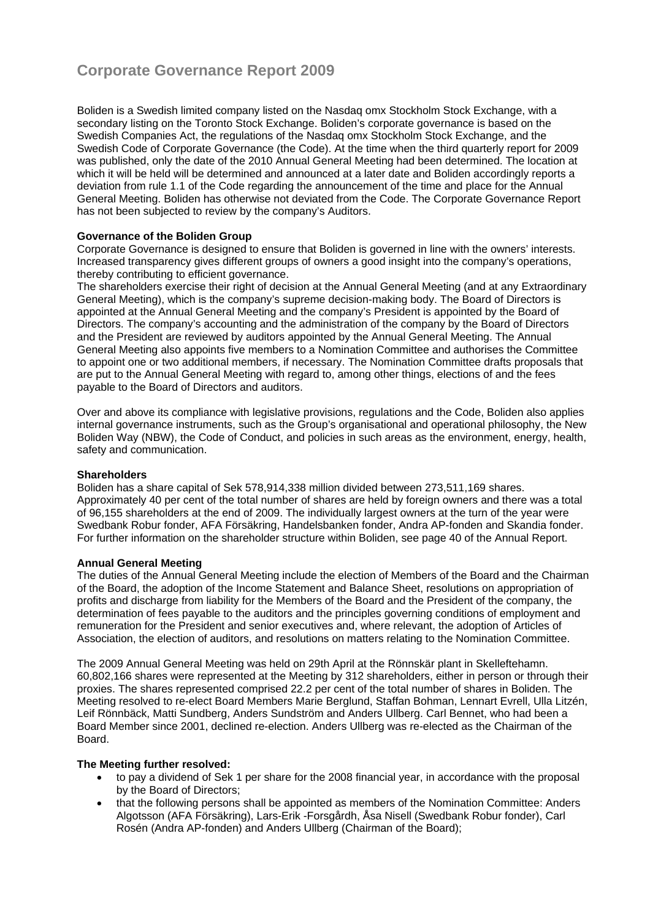# Corporate Governance Report 2009

Boliden is a Swedish limited company listed on the Nasdaq omx Stockholm Stock Exchange, with a secondary listing on the Toronto Stock Exchange. Boliden's corporate governance is based on the Swedish Companies Act, the regulations of the Nasdaq omx Stockholm Stock Exchange, and the Swedish Code of Corporate Governance (the Code). At the time when the third quarterly report for 2009 was published, only the date of the 2010 Annual General Meeting had been determined. The location at which it will be held will be determined and announced at a later date and Boliden accordingly reports a deviation from rule 1.1 of the Code regarding the announcement of the time and place for the Annual General Meeting. Boliden has otherwise not deviated from the Code. The Corporate Governance Report has not been subjected to review by the company's Auditors.

**Governance of the Boliden Group**

Corporate Governance is designed to ensure that Boliden is governed in line with the owners' interests. Increased transparency gives different groups of owners a good insight into the company's operations, thereby contributing to efficient governance.

The shareholders exercise their right of decision at the Annual General Meeting (and at any Extraordinary General Meeting), which is the company's supreme decision-making body. The Board of Directors is appointed at the Annual General Meeting and the company's President is appointed by the Board of Directors. The company's accounting and the administration of the company by the Board of Directors and the President are reviewed by auditors appointed by the Annual General Meeting. The Annual General Meeting also appoints five members to a Nomination Committee and authorises the Committee to appoint one or two additional members, if necessary. The Nomination Committee drafts proposals that are put to the Annual General Meeting with regard to, among other things, elections of and the fees payable to the Board of Directors and auditors.

Over and above its compliance with legislative provisions, regulations and the Code, Boliden also applies internal governance instruments, such as the Group's organisational and operational philosophy, the New Boliden Way (NBW), the Code of Conduct, and policies in such areas as the environment, energy, health, safety and communication.

**Shareholders**

Boliden has a share capital of Sek 578,914,338 million divided between 273,511,169 shares. Approximately 40 per cent of the total number of shares are held by foreign owners and there was a total of 96,155 shareholders at the end of 2009. The individually largest owners at the turn of the year were Swedbank Robur fonder, AFA Försäkring, Handelsbanken fonder, Andra AP-fonden and Skandia fonder. For further information on the shareholder structure within Boliden, see page 40 of the Annual Report.

**Annual General Meeting**

The duties of the Annual General Meeting include the election of Members of the Board and the Chairman of the Board, the adoption of the Income Statement and Balance Sheet, resolutions on appropriation of profits and discharge from liability for the Members of the Board and the President of the company, the determination of fees payable to the auditors and the principles governing conditions of employment and remuneration for the President and senior executives and, where relevant, the adoption of Articles of Association, the election of auditors, and resolutions on matters relating to the Nomination Committee.

The 2009 Annual General Meeting was held on 29th April at the Rönnskär plant in Skelleftehamn. 60,802,166 shares were represented at the Meeting by 312 shareholders, either in person or through their proxies. The shares represented comprised 22.2 per cent of the total number of shares in Boliden. The Meeting resolved to re-elect Board Members Marie Berglund, Staffan Bohman, Lennart Evrell, Ulla Litzén, Leif Rönnbäck, Matti Sundberg, Anders Sundström and Anders Ullberg. Carl Bennet, who had been a Board Member since 2001, declined re-election. Anders Ullberg was re-elected as the Chairman of the Board.

**The Meeting further resolved:**

- to pay a dividend of Sek 1 per share for the 2008 financial year, in accordance with the proposal by the Board of Directors;
- that the following persons shall be appointed as members of the Nomination Committee: Anders Algotsson (AFA Försäkring), Lars-Erik -Forsgårdh, Åsa Nisell (Swedbank Robur fonder), Carl Rosén (Andra AP-fonden) and Anders Ullberg (Chairman of the Board);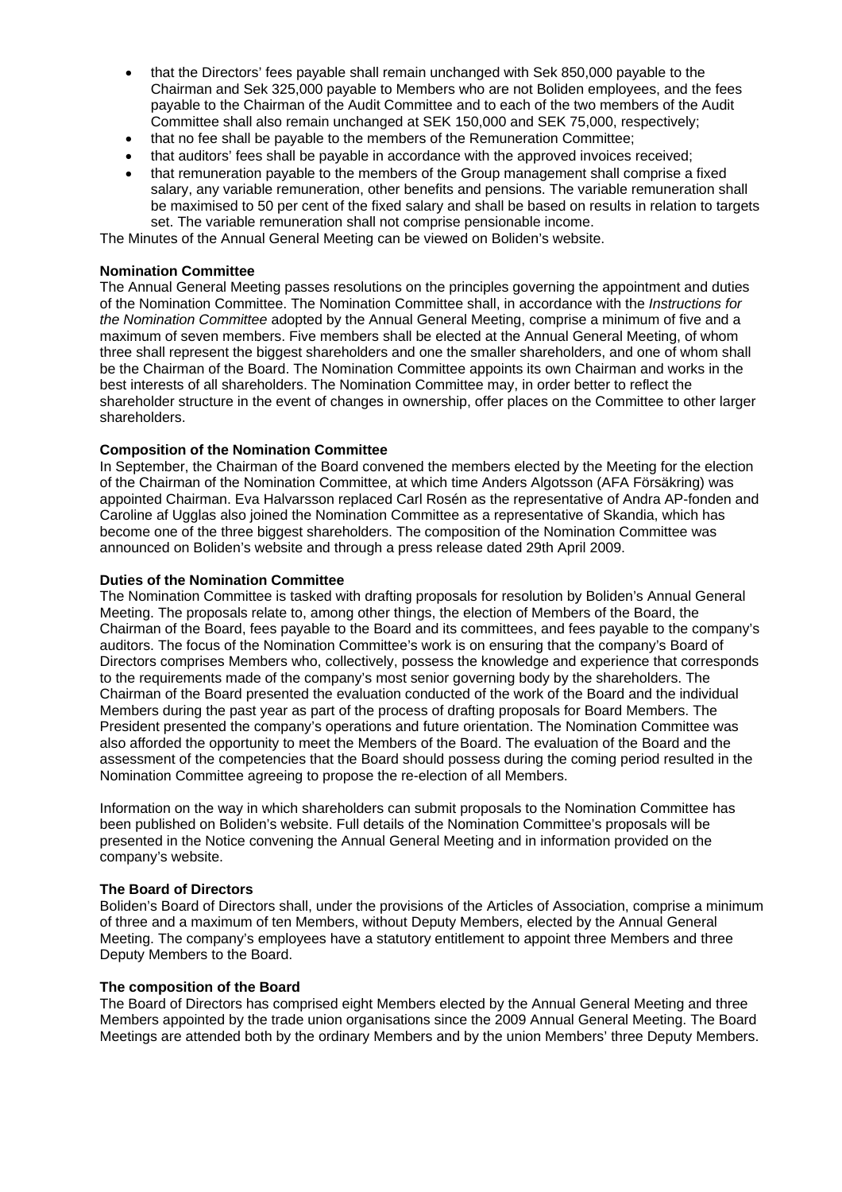- that the Directors' fees payable shall remain unchanged with Sek 850,000 payable to the Chairman and Sek 325,000 payable to Members who are not Boliden employees, and the fees payable to the Chairman of the Audit Committee and to each of the two members of the Audit Committee shall also remain unchanged at SEK 150,000 and SEK 75,000, respectively;
- that no fee shall be payable to the members of the Remuneration Committee;
- that auditors' fees shall be payable in accordance with the approved invoices received;
- that remuneration payable to the members of the Group management shall comprise a fixed salary, any variable remuneration, other benefits and pensions. The variable remuneration shall be maximised to 50 per cent of the fixed salary and shall be based on results in relation to targets set. The variable remuneration shall not comprise pensionable income.

The Minutes of the Annual General Meeting can be viewed on Boliden's website.

**Nomination Committee**

The Annual General Meeting passes resolutions on the principles governing the appointment and duties of the Nomination Committee. The Nomination Committee shall, in accordance with the *Instructions for the Nomination Committee* adopted by the Annual General Meeting, comprise a minimum of five and a maximum of seven members. Five members shall be elected at the Annual General Meeting, of whom three shall represent the biggest shareholders and one the smaller shareholders, and one of whom shall be the Chairman of the Board. The Nomination Committee appoints its own Chairman and works in the best interests of all shareholders. The Nomination Committee may, in order better to reflect the shareholder structure in the event of changes in ownership, offer places on the Committee to other larger shareholders.

**Composition of the Nomination Committee**

In September, the Chairman of the Board convened the members elected by the Meeting for the election of the Chairman of the Nomination Committee, at which time Anders Algotsson (AFA Försäkring) was appointed Chairman. Eva Halvarsson replaced Carl Rosén as the representative of Andra AP-fonden and Caroline af Ugglas also joined the Nomination Committee as a representative of Skandia, which has become one of the three biggest shareholders. The composition of the Nomination Committee was announced on Boliden's website and through a press release dated 29th April 2009.

**Duties of the Nomination Committee**

The Nomination Committee is tasked with drafting proposals for resolution by Boliden's Annual General Meeting. The proposals relate to, among other things, the election of Members of the Board, the Chairman of the Board, fees payable to the Board and its committees, and fees payable to the company's auditors. The focus of the Nomination Committee's work is on ensuring that the company's Board of Directors comprises Members who, collectively, possess the knowledge and experience that corresponds to the requirements made of the company's most senior governing body by the shareholders. The Chairman of the Board presented the evaluation conducted of the work of the Board and the individual Members during the past year as part of the process of drafting proposals for Board Members. The President presented the company's operations and future orientation. The Nomination Committee was also afforded the opportunity to meet the Members of the Board. The evaluation of the Board and the assessment of the competencies that the Board should possess during the coming period resulted in the Nomination Committee agreeing to propose the re-election of all Members.

Information on the way in which shareholders can submit proposals to the Nomination Committee has been published on Boliden's website. Full details of the Nomination Committee's proposals will be presented in the Notice convening the Annual General Meeting and in information provided on the company's website.

**The Board of Directors**

Boliden's Board of Directors shall, under the provisions of the Articles of Association, comprise a minimum of three and a maximum of ten Members, without Deputy Members, elected by the Annual General Meeting. The company's employees have a statutory entitlement to appoint three Members and three Deputy Members to the Board.

**The composition of the Board**

The Board of Directors has comprised eight Members elected by the Annual General Meeting and three Members appointed by the trade union organisations since the 2009 Annual General Meeting. The Board Meetings are attended both by the ordinary Members and by the union Members' three Deputy Members.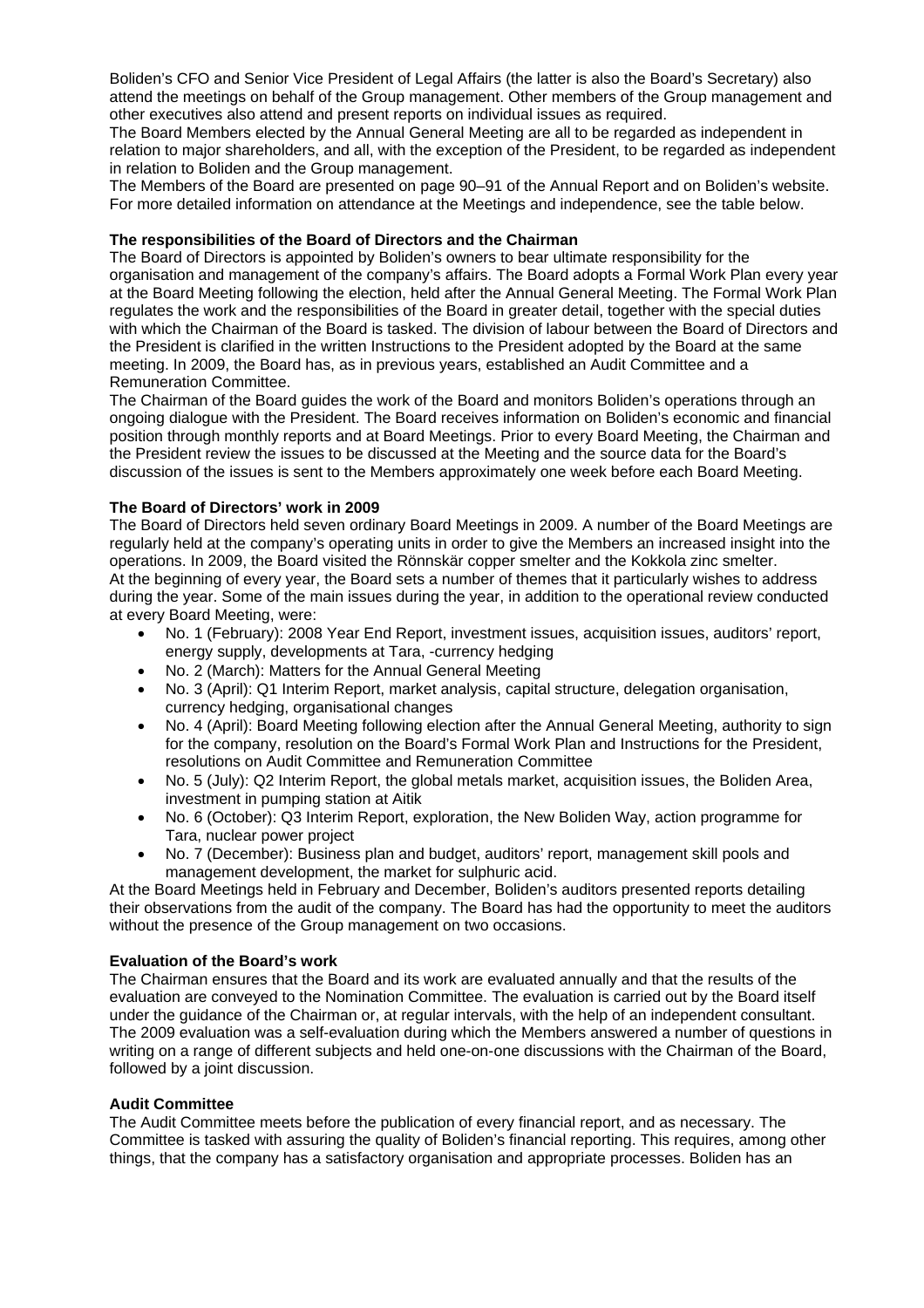Boliden's CFO and Senior Vice President of Legal Affairs (the latter is also the Board's Secretary) also attend the meetings on behalf of the Group management. Other members of the Group management and other executives also attend and present reports on individual issues as required.

The Board Members elected by the Annual General Meeting are all to be regarded as independent in relation to major shareholders, and all, with the exception of the President, to be regarded as independent in relation to Boliden and the Group management.

The Members of the Board are presented on page 90–91 of the Annual Report and on Boliden's website. For more detailed information on attendance at the Meetings and independence, see the table below.

**The responsibilities of the Board of Directors and the Chairman**

The Board of Directors is appointed by Boliden's owners to bear ultimate responsibility for the organisation and management of the company's affairs. The Board adopts a Formal Work Plan every year at the Board Meeting following the election, held after the Annual General Meeting. The Formal Work Plan regulates the work and the responsibilities of the Board in greater detail, together with the special duties with which the Chairman of the Board is tasked. The division of labour between the Board of Directors and the President is clarified in the written Instructions to the President adopted by the Board at the same meeting. In 2009, the Board has, as in previous years, established an Audit Committee and a Remuneration Committee.

The Chairman of the Board guides the work of the Board and monitors Boliden's operations through an ongoing dialogue with the President. The Board receives information on Boliden's economic and financial position through monthly reports and at Board Meetings. Prior to every Board Meeting, the Chairman and the President review the issues to be discussed at the Meeting and the source data for the Board's discussion of the issues is sent to the Members approximately one week before each Board Meeting.

**The Board of Directors' work in 2009**

The Board of Directors held seven ordinary Board Meetings in 2009. A number of the Board Meetings are regularly held at the company's operating units in order to give the Members an increased insight into the operations. In 2009, the Board visited the Rönnskär copper smelter and the Kokkola zinc smelter.

At the beginning of every year, the Board sets a number of themes that it particularly wishes to address during the year. Some of the main issues during the year, in addition to the operational review conducted at every Board Meeting, were:

- No. 1 (February): 2008 Year End Report, investment issues, acquisition issues, auditors' report, energy supply, developments at Tara, -currency hedging
- No. 2 (March): Matters for the Annual General Meeting
- No. 3 (April): Q1 Interim Report, market analysis, capital structure, delegation organisation, currency hedging, organisational changes
- No. 4 (April): Board Meeting following election after the Annual General Meeting, authority to sign for the company, resolution on the Board's Formal Work Plan and Instructions for the President, resolutions on Audit Committee and Remuneration Committee
- No. 5 (July): Q2 Interim Report, the global metals market, acquisition issues, the Boliden Area, investment in pumping station at Aitik
- No. 6 (October): Q3 Interim Report, exploration, the New Boliden Way, action programme for Tara, nuclear power project
- No. 7 (December): Business plan and budget, auditors' report, management skill pools and management development, the market for sulphuric acid.

At the Board Meetings held in February and December, Boliden's auditors presented reports detailing their observations from the audit of the company. The Board has had the opportunity to meet the auditors without the presence of the Group management on two occasions.

**Evaluation of the Board's work**

The Chairman ensures that the Board and its work are evaluated annually and that the results of the evaluation are conveyed to the Nomination Committee. The evaluation is carried out by the Board itself under the guidance of the Chairman or, at regular intervals, with the help of an independent consultant. The 2009 evaluation was a self-evaluation during which the Members answered a number of questions in writing on a range of different subjects and held one-on-one discussions with the Chairman of the Board, followed by a joint discussion.

**Audit Committee**

The Audit Committee meets before the publication of every financial report, and as necessary. The Committee is tasked with assuring the quality of Boliden's financial reporting. This requires, among other things, that the company has a satisfactory organisation and appropriate processes. Boliden has an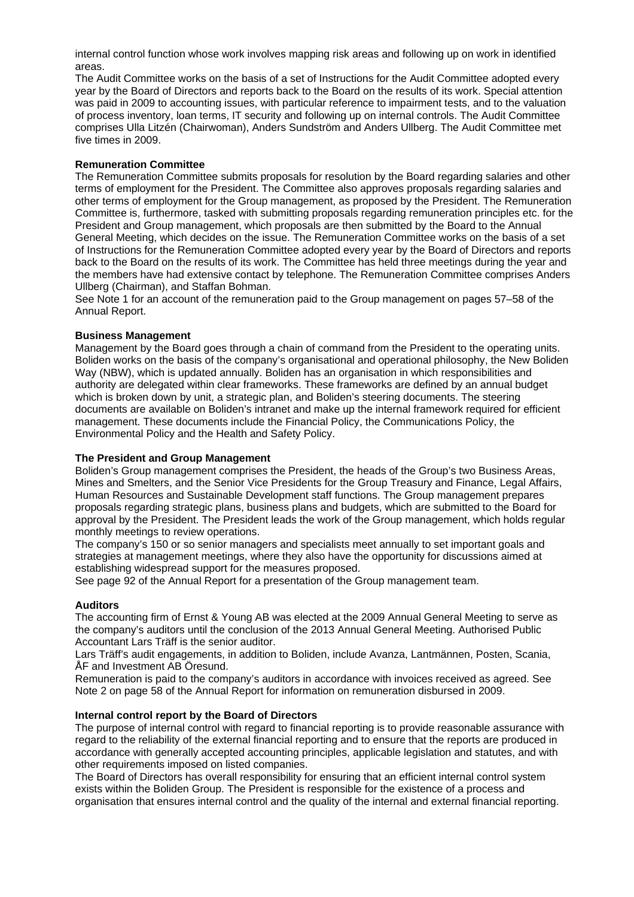internal control function whose work involves mapping risk areas and following up on work in identified areas.

The Audit Committee works on the basis of a set of Instructions for the Audit Committee adopted every year by the Board of Directors and reports back to the Board on the results of its work. Special attention was paid in 2009 to accounting issues, with particular reference to impairment tests, and to the valuation of process inventory, loan terms, IT security and following up on internal controls. The Audit Committee comprises Ulla Litzén (Chairwoman), Anders Sundström and Anders Ullberg. The Audit Committee met five times in 2009.

**Remuneration Committee**

The Remuneration Committee submits proposals for resolution by the Board regarding salaries and other terms of employment for the President. The Committee also approves proposals regarding salaries and other terms of employment for the Group management, as proposed by the President. The Remuneration Committee is, furthermore, tasked with submitting proposals regarding remuneration principles etc. for the President and Group management, which proposals are then submitted by the Board to the Annual General Meeting, which decides on the issue. The Remuneration Committee works on the basis of a set of Instructions for the Remuneration Committee adopted every year by the Board of Directors and reports back to the Board on the results of its work. The Committee has held three meetings during the year and the members have had extensive contact by telephone. The Remuneration Committee comprises Anders Ullberg (Chairman), and Staffan Bohman.

See Note 1 for an account of the remuneration paid to the Group management on pages 57–58 of the Annual Report.

**Business Management**

Management by the Board goes through a chain of command from the President to the operating units. Boliden works on the basis of the company's organisational and operational philosophy, the New Boliden Way (NBW), which is updated annually. Boliden has an organisation in which responsibilities and authority are delegated within clear frameworks. These frameworks are defined by an annual budget which is broken down by unit, a strategic plan, and Boliden's steering documents. The steering documents are available on Boliden's intranet and make up the internal framework required for efficient management. These documents include the Financial Policy, the Communications Policy, the Environmental Policy and the Health and Safety Policy.

**The President and Group Management**

Boliden's Group management comprises the President, the heads of the Group's two Business Areas, Mines and Smelters, and the Senior Vice Presidents for the Group Treasury and Finance, Legal Affairs, Human Resources and Sustainable Development staff functions. The Group management prepares proposals regarding strategic plans, business plans and budgets, which are submitted to the Board for approval by the President. The President leads the work of the Group management, which holds regular monthly meetings to review operations.

The company's 150 or so senior managers and specialists meet annually to set important goals and strategies at management meetings, where they also have the opportunity for discussions aimed at establishing widespread support for the measures proposed.

See page 92 of the Annual Report for a presentation of the Group management team.

**Auditors**

The accounting firm of Ernst & Young AB was elected at the 2009 Annual General Meeting to serve as the company's auditors until the conclusion of the 2013 Annual General Meeting. Authorised Public Accountant Lars Träff is the senior auditor.

Lars Träff's audit engagements, in addition to Boliden, include Avanza, Lantmännen, Posten, Scania, ÅF and Investment AB Öresund.

Remuneration is paid to the company's auditors in accordance with invoices received as agreed. See Note 2 on page 58 of the Annual Report for information on remuneration disbursed in 2009.

**Internal control report by the Board of Directors**

The purpose of internal control with regard to financial reporting is to provide reasonable assurance with regard to the reliability of the external financial reporting and to ensure that the reports are produced in accordance with generally accepted accounting principles, applicable legislation and statutes, and with other requirements imposed on listed companies.

The Board of Directors has overall responsibility for ensuring that an efficient internal control system exists within the Boliden Group. The President is responsible for the existence of a process and organisation that ensures internal control and the quality of the internal and external financial reporting.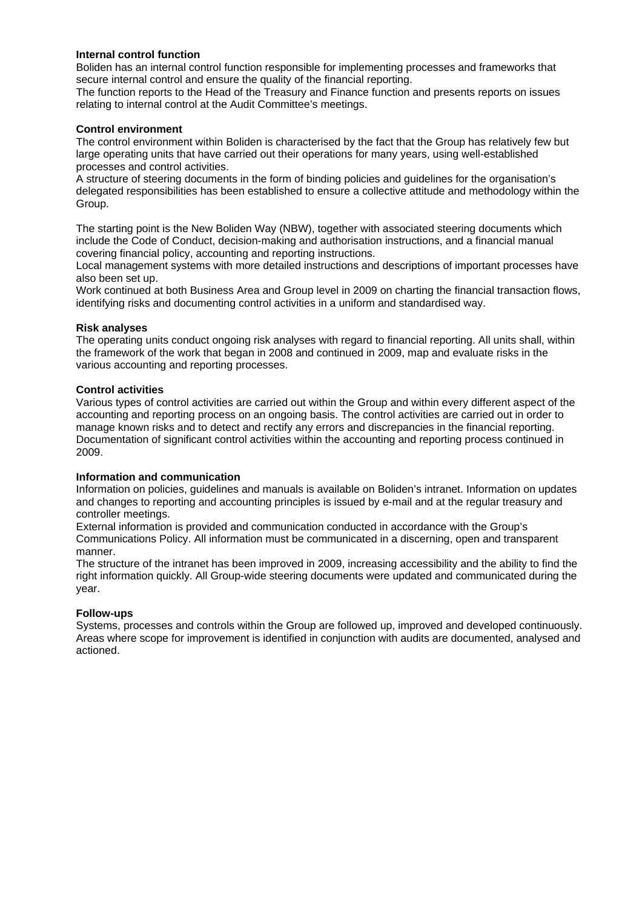**Internal control function**

Boliden has an internal control function responsible for implementing processes and frameworks that secure internal control and ensure the quality of the financial reporting.

The function reports to the Head of the Treasury and Finance function and presents reports on issues relating to internal control at the Audit Committee's meetings.

**Control environment**

The control environment within Boliden is characterised by the fact that the Group has relatively few but large operating units that have carried out their operations for many years, using well-established processes and control activities.

A structure of steering documents in the form of binding policies and guidelines for the organisation's delegated responsibilities has been established to ensure a collective attitude and methodology within the Group.

The starting point is the New Boliden Way (NBW), together with associated steering documents which include the Code of Conduct, decision-making and authorisation instructions, and a financial manual covering financial policy, accounting and reporting instructions.

Local management systems with more detailed instructions and descriptions of important processes have also been set up.

Work continued at both Business Area and Group level in 2009 on charting the financial transaction flows, identifying risks and documenting control activities in a uniform and standardised way.

**Risk analyses**

The operating units conduct ongoing risk analyses with regard to financial reporting. All units shall, within the framework of the work that began in 2008 and continued in 2009, map and evaluate risks in the various accounting and reporting processes.

**Control activities**

Various types of control activities are carried out within the Group and within every different aspect of the accounting and reporting process on an ongoing basis. The control activities are carried out in order to manage known risks and to detect and rectify any errors and discrepancies in the financial reporting. Documentation of significant control activities within the accounting and reporting process continued in 2009.

**Information and communication**

Information on policies, guidelines and manuals is available on Boliden's intranet. Information on updates and changes to reporting and accounting principles is issued by e-mail and at the regular treasury and controller meetings.

External information is provided and communication conducted in accordance with the Group's Communications Policy. All information must be communicated in a discerning, open and transparent manner.

The structure of the intranet has been improved in 2009, increasing accessibility and the ability to find the right information quickly. All Group-wide steering documents were updated and communicated during the year.

**Follow-ups**

Systems, processes and controls within the Group are followed up, improved and developed continuously. Areas where scope for improvement is identified in conjunction with audits are documented, analysed and actioned.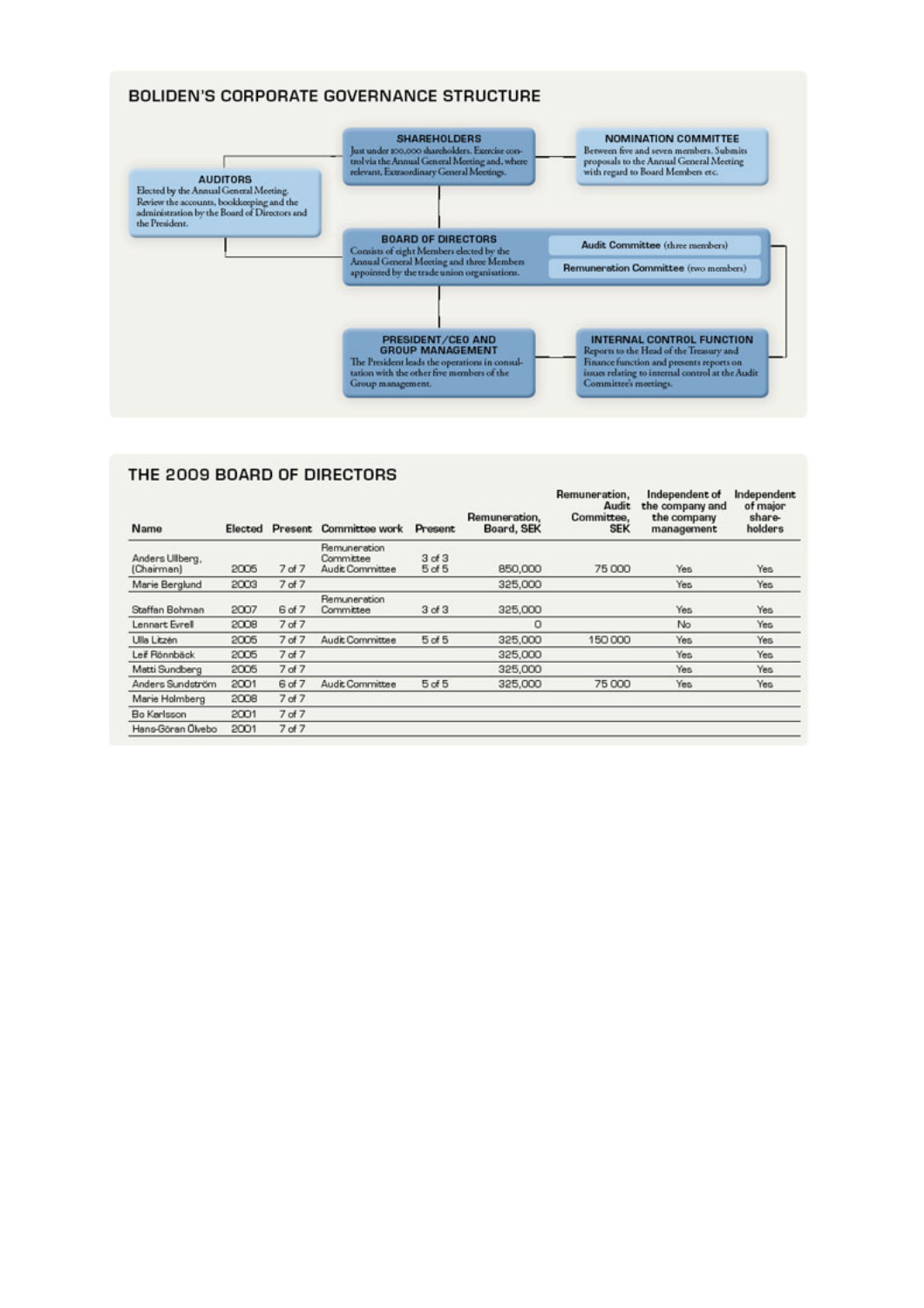## BOLIDEN'S CORPORATE GOVERNANCE STRUCTURE

**SHAREHOLDERS**
Just under 100,000 shareholders. Exercise control via the Annual General Meeting and, where relevant, Extraordinary General Meetings.

**NOMINATION COMMITTEE**
Between five and seven members. Submits proposals to the Annual General Meeting with regard to Board Members etc.

**AUDITORS**
Elected by the Annual General Meeting. Review the accounts, bookkeeping and the administration by the Board of Directors and the President.

**BOARD OF DIRECTORS**
Consists of eight Members elected by the Annual General Meeting and three Members appointed by the trade union organisations.

Audit Committee (three members)

Remuneration Committee (two members)

**PRESIDENT/CEO AND GROUP MANAGEMENT**
The President leads the operations in consultation with the other five members of the Group management.

**INTERNAL CONTROL FUNCTION**
Reports to the Head of the Treasury and Finance function and presents reports on issues relating to internal control at the Audit Committee's meetings.

## THE 2009 BOARD OF DIRECTORS

| Name | Elected | Present | Committee work | Present | Remuneration, Board, SEK | Remuneration, Audit Committee, SEK | Independent of the company and the company management | Independent of major share-holders |
|---|---|---|---|---|---|---|---|---|
| Anders Ullberg, (Chairman) | 2005 | 7 of 7 | Remuneration Committee<br>Audit Committee | 3 of 3<br>5 of 5 | 850,000 | 75 000 | Yes | Yes |
| Marie Berglund | 2003 | 7 of 7 | | | 325,000 | | Yes | Yes |
| Staffan Bohman | 2007 | 6 of 7 | Remuneration Committee | 3 of 3 | 325,000 | | Yes | Yes |
| Lennart Evrell | 2008 | 7 of 7 | | | 0 | | No | Yes |
| Ulla Litzén | 2005 | 7 of 7 | Audit Committee | 5 of 5 | 325,000 | 150 000 | Yes | Yes |
| Leif Rönnbäck | 2005 | 7 of 7 | | | 325,000 | | Yes | Yes |
| Matti Sundberg | 2005 | 7 of 7 | | | 325,000 | | Yes | Yes |
| Anders Sundström | 2001 | 6 of 7 | Audit Committee | 5 of 5 | 325,000 | 75 000 | Yes | Yes |
| Marie Holmberg | 2008 | 7 of 7 | | | | | | |
| Bo Karlsson | 2001 | 7 of 7 | | | | | | |
| Hans-Göran Ölvebo | 2001 | 7 of 7 | | | | | | |